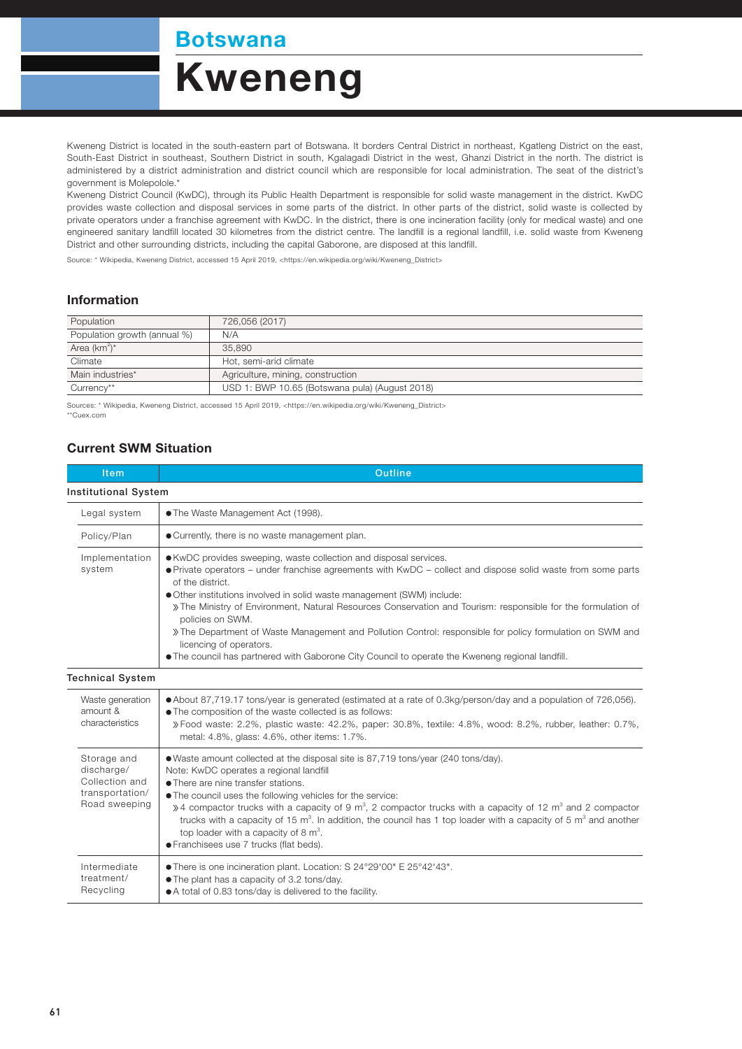## Botswana

# Kweneng

Kweneng District is located in the south-eastern part of Botswana. It borders Central District in northeast, Kgatleng District on the east, South-East District in southeast, Southern District in south, Kgalagadi District in the west, Ghanzi District in the north. The district is administered by a district administration and district council which are responsible for local administration. The seat of the district's government is Molepolole.*

Kweneng District Council (KwDC), through its Public Health Department is responsible for solid waste management in the district. KwDC provides waste collection and disposal services in some parts of the district. In other parts of the district, solid waste is collected by private operators under a franchise agreement with KwDC. In the district, there is one incineration facility (only for medical waste) and one engineered sanitary landfill located 30 kilometres from the district centre. The landfill is a regional landfill, i.e. solid waste from Kweneng District and other surrounding districts, including the capital Gaborone, are disposed at this landfill.

Source: * Wikipedia, Kweneng District, accessed 15 April 2019, <https://en.wikipedia.org/wiki/Kweneng_District>

### Information

| | |
|---|---|
| Population | 726,056 (2017) |
| Population growth (annual %) | N/A |
| Area ($km^2$)* | 35,890 |
| Climate | Hot, semi-arid climate |
| Main industries* | Agriculture, mining, construction |
| Currency** | USD 1: BWP 10.65 (Botswana pula) (August 2018) |

Sources: * Wikipedia, Kweneng District, accessed 15 April 2019, <https://en.wikipedia.org/wiki/Kweneng_District>
**Cuex.com

### Current SWM Situation

| Item | Outline |
|---|---|
| **Institutional System** | |
| Legal system | ● The Waste Management Act (1998). |
| Policy/Plan | ● Currently, there is no waste management plan. |
| Implementation system | ● KwDC provides sweeping, waste collection and disposal services.<br>● Private operators – under franchise agreements with KwDC – collect and dispose solid waste from some parts of the district.<br>● Other institutions involved in solid waste management (SWM) include:<br>》The Ministry of Environment, Natural Resources Conservation and Tourism: responsible for the formulation of policies on SWM.<br>》The Department of Waste Management and Pollution Control: responsible for policy formulation on SWM and licencing of operators.<br>● The council has partnered with Gaborone City Council to operate the Kweneng regional landfill. |
| **Technical System** | |
| Waste generation amount & characteristics | ● About 87,719.17 tons/year is generated (estimated at a rate of 0.3kg/person/day and a population of 726,056).<br>● The composition of the waste collected is as follows:<br>》Food waste: 2.2%, plastic waste: 42.2%, paper: 30.8%, textile: 4.8%, wood: 8.2%, rubber, leather: 0.7%, metal: 4.8%, glass: 4.6%, other items: 1.7%. |
| Storage and discharge/ Collection and transportation/ Road sweeping | ● Waste amount collected at the disposal site is 87,719 tons/year (240 tons/day).<br>Note: KwDC operates a regional landfill<br>● There are nine transfer stations.<br>● The council uses the following vehicles for the service:<br>》4 compactor trucks with a capacity of 9 $m^3$, 2 compactor trucks with a capacity of 12 $m^3$ and 2 compactor trucks with a capacity of 15 $m^3$. In addition, the council has 1 top loader with a capacity of 5 $m^3$ and another top loader with a capacity of 8 $m^3$.<br>● Franchisees use 7 trucks (flat beds). |
| Intermediate treatment/ Recycling | ● There is one incineration plant. Location: S 24°29'00" E 25°42'43".<br>● The plant has a capacity of 3.2 tons/day.<br>● A total of 0.83 tons/day is delivered to the facility. |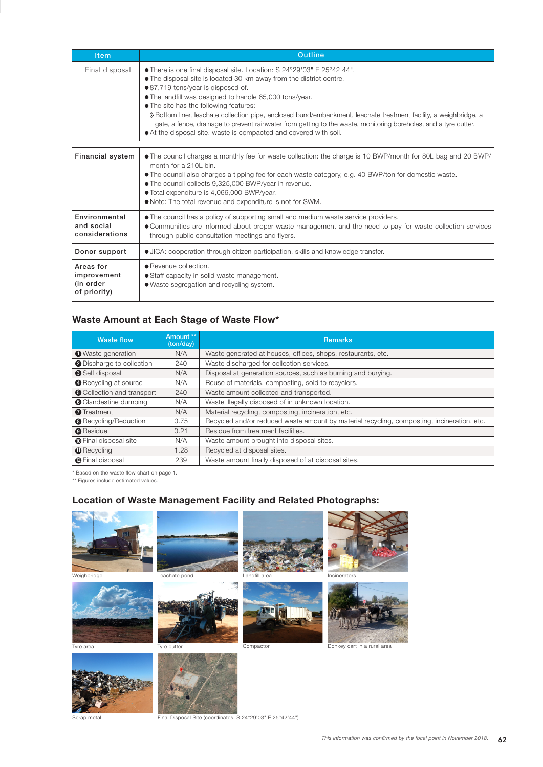| Item | Outline |
|---|---|
| Final disposal | ● There is one final disposal site. Location: S 24°29'03" E 25°42'44".<br>● The disposal site is located 30 km away from the district centre.<br>● 87,719 tons/year is disposed of.<br>● The landfill was designed to handle 65,000 tons/year.<br>● The site has the following features:<br>» Bottom liner, leachate collection pipe, enclosed bund/embankment, leachate treatment facility, a weighbridge, a gate, a fence, drainage to prevent rainwater from getting to the waste, monitoring boreholes, and a tyre cutter.<br>● At the disposal site, waste is compacted and covered with soil. |
| Financial system | ● The council charges a monthly fee for waste collection: the charge is 10 BWP/month for 80L bag and 20 BWP/month for a 210L bin.<br>● The council also charges a tipping fee for each waste category, e.g. 40 BWP/ton for domestic waste.<br>● The council collects 9,325,000 BWP/year in revenue.<br>● Total expenditure is 4,066,000 BWP/year.<br>● Note: The total revenue and expenditure is not for SWM. |
| Environmental and social considerations | ● The council has a policy of supporting small and medium waste service providers.<br>● Communities are informed about proper waste management and the need to pay for waste collection services through public consultation meetings and flyers. |
| Donor support | ● JICA: cooperation through citizen participation, skills and knowledge transfer. |
| Areas for improvement (in order of priority) | ● Revenue collection.<br>● Staff capacity in solid waste management.<br>● Waste segregation and recycling system. |

## Waste Amount at Each Stage of Waste Flow*

| Waste flow | Amount ** (ton/day) | Remarks |
|---|---|---|
| ❶ Waste generation | N/A | Waste generated at houses, offices, shops, restaurants, etc. |
| ❷ Discharge to collection | 240 | Waste discharged for collection services. |
| ❸ Self disposal | N/A | Disposal at generation sources, such as burning and burying. |
| ❹ Recycling at source | N/A | Reuse of materials, composting, sold to recyclers. |
| ❺ Collection and transport | 240 | Waste amount collected and transported. |
| ❻ Clandestine dumping | N/A | Waste illegally disposed of in unknown location. |
| ❼ Treatment | N/A | Material recycling, composting, incineration, etc. |
| ❽ Recycling/Reduction | 0.75 | Recycled and/or reduced waste amount by material recycling, composting, incineration, etc. |
| ❾ Residue | 0.21 | Residue from treatment facilities. |
| ❿ Final disposal site | N/A | Waste amount brought into disposal sites. |
| ⓫ Recycling | 1.28 | Recycled at disposal sites. |
| ⓬ Final disposal | 239 | Waste amount finally disposed of at disposal sites. |

\* Based on the waste flow chart on page 1.
\*\* Figures include estimated values.

## Location of Waste Management Facility and Related Photographs:

Weighbridge

Leachate pond

Landfill area

Incinerators

Tyre area

Tyre cutter

Compactor

Donkey cart in a rural area

Scrap metal

Final Disposal Site (coordinates: S 24°29'03" E 25°42'44")

*This information was confirmed by the focal point in November 2018.*